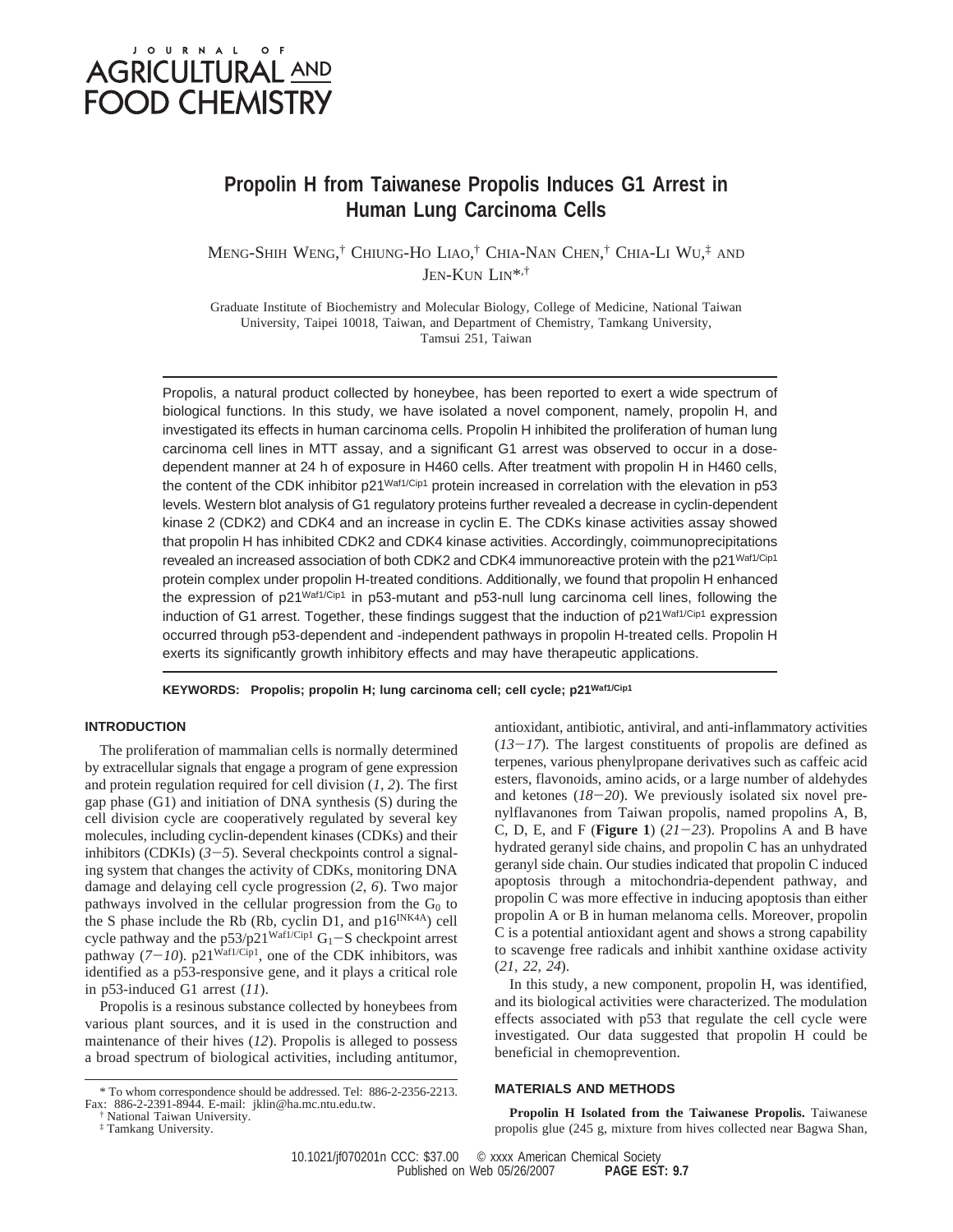# Propolin H from Taiwanese Propolis Induces G1 Arrest in Human Lung Carcinoma Cells

Meng-Shih Weng,[†] Chiung-Ho Liao,[†] Chia-Nan Chen,[†] Chia-Li Wu,[‡] and Jen-Kun Lin*,[†]

Graduate Institute of Biochemistry and Molecular Biology, College of Medicine, National Taiwan University, Taipei 10018, Taiwan, and Department of Chemistry, Tamkang University, Tamsui 251, Taiwan

Propolis, a natural product collected by honeybee, has been reported to exert a wide spectrum of biological functions. In this study, we have isolated a novel component, namely, propolin H, and investigated its effects in human carcinoma cells. Propolin H inhibited the proliferation of human lung carcinoma cell lines in MTT assay, and a significant G1 arrest was observed to occur in a dose-dependent manner at 24 h of exposure in H460 cells. After treatment with propolin H in H460 cells, the content of the CDK inhibitor p21$^{Waf1/Cip1}$ protein increased in correlation with the elevation in p53 levels. Western blot analysis of G1 regulatory proteins further revealed a decrease in cyclin-dependent kinase 2 (CDK2) and CDK4 and an increase in cyclin E. The CDKs kinase activities assay showed that propolin H has inhibited CDK2 and CDK4 kinase activities. Accordingly, coimmunoprecipitations revealed an increased association of both CDK2 and CDK4 immunoreactive protein with the p21$^{Waf1/Cip1}$ protein complex under propolin H-treated conditions. Additionally, we found that propolin H enhanced the expression of p21$^{Waf1/Cip1}$ in p53-mutant and p53-null lung carcinoma cell lines, following the induction of G1 arrest. Together, these findings suggest that the induction of p21$^{Waf1/Cip1}$ expression occurred through p53-dependent and -independent pathways in propolin H-treated cells. Propolin H exerts its significantly growth inhibitory effects and may have therapeutic applications.

**KEYWORDS: Propolis; propolin H; lung carcinoma cell; cell cycle; p21$^{Waf1/Cip1}$**

## INTRODUCTION

The proliferation of mammalian cells is normally determined by extracellular signals that engage a program of gene expression and protein regulation required for cell division (*1*, *2*). The first gap phase (G1) and initiation of DNA synthesis (S) during the cell division cycle are cooperatively regulated by several key molecules, including cyclin-dependent kinases (CDKs) and their inhibitors (CDKIs) (*3*−*5*). Several checkpoints control a signaling system that changes the activity of CDKs, monitoring DNA damage and delaying cell cycle progression (*2*, *6*). Two major pathways involved in the cellular progression from the $G_0$ to the S phase include the Rb (Rb, cyclin D1, and p16$^{INK4A}$) cell cycle pathway and the p53/p21$^{Waf1/Cip1}$ $G_1$−S checkpoint arrest pathway (*7*−*10*). p21$^{Waf1/Cip1}$, one of the CDK inhibitors, was identified as a p53-responsive gene, and it plays a critical role in p53-induced G1 arrest (*11*).

Propolis is a resinous substance collected by honeybees from various plant sources, and it is used in the construction and maintenance of their hives (*12*). Propolis is alleged to possess a broad spectrum of biological activities, including antitumor, antioxidant, antibiotic, antiviral, and anti-inflammatory activities (*13*−*17*). The largest constituents of propolis are defined as terpenes, various phenylpropane derivatives such as caffeic acid esters, flavonoids, amino acids, or a large number of aldehydes and ketones (*18*−*20*). We previously isolated six novel prenylflavanones from Taiwan propolis, named propolins A, B, C, D, E, and F (**Figure 1**) (*21*−*23*). Propolins A and B have hydrated geranyl side chains, and propolin C has an unhydrated geranyl side chain. Our studies indicated that propolin C induced apoptosis through a mitochondria-dependent pathway, and propolin C was more effective in inducing apoptosis than either propolin A or B in human melanoma cells. Moreover, propolin C is a potential antioxidant agent and shows a strong capability to scavenge free radicals and inhibit xanthine oxidase activity (*21*, *22*, *24*).

In this study, a new component, propolin H, was identified, and its biological activities were characterized. The modulation effects associated with p53 that regulate the cell cycle were investigated. Our data suggested that propolin H could be beneficial in chemoprevention.

## MATERIALS AND METHODS

**Propolin H Isolated from the Taiwanese Propolis.** Taiwanese propolis glue (245 g, mixture from hives collected near Bagwa Shan,

\* To whom correspondence should be addressed. Tel: 886-2-2356-2213. Fax: 886-2-2391-8944. E-mail: jklin@ha.mc.ntu.edu.tw.
[†] National Taiwan University.
[‡] Tamkang University.

10.1021/jf070201n CCC: $37.00 © xxxx American Chemical Society
Published on Web 05/26/2007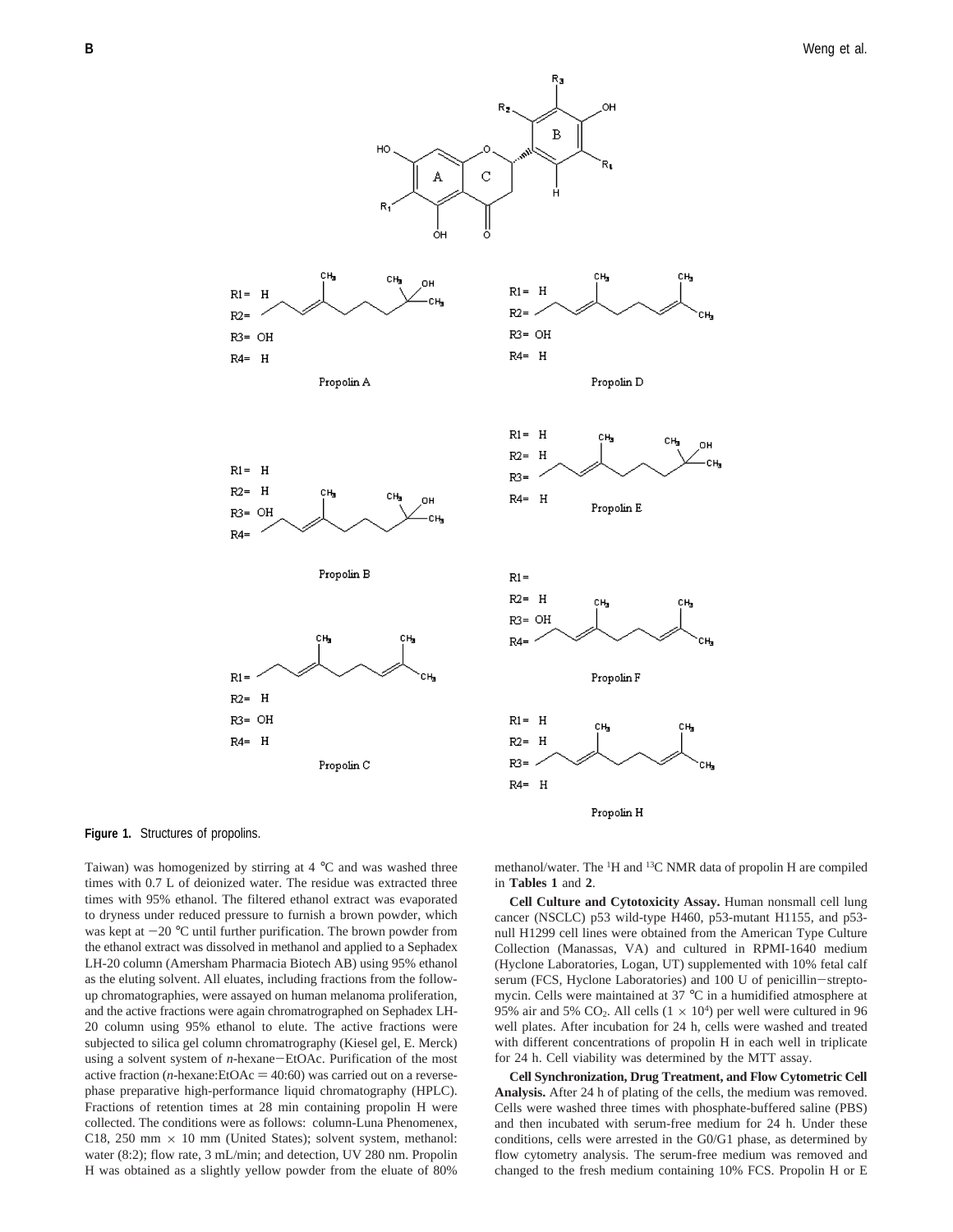**Figure 1.** Structures of propolins.

Taiwan) was homogenized by stirring at 4 °C and was washed three times with 0.7 L of deionized water. The residue was extracted three times with 95% ethanol. The filtered ethanol extract was evaporated to dryness under reduced pressure to furnish a brown powder, which was kept at −20 °C until further purification. The brown powder from the ethanol extract was dissolved in methanol and applied to a Sephadex LH-20 column (Amersham Pharmacia Biotech AB) using 95% ethanol as the eluting solvent. All eluates, including fractions from the follow-up chromatographies, were assayed on human melanoma proliferation, and the active fractions were again chromatrographed on Sephadex LH-20 column using 95% ethanol to elute. The active fractions were subjected to silica gel column chromatrography (Kiesel gel, E. Merck) using a solvent system of *n*-hexane−EtOAc. Purification of the most active fraction (*n*-hexane:EtOAc = 40:60) was carried out on a reverse-phase preparative high-performance liquid chromatography (HPLC). Fractions of retention times at 28 min containing propolin H were collected. The conditions were as follows: column-Luna Phenomenex, C18, 250 mm × 10 mm (United States); solvent system, methanol: water (8:2); flow rate, 3 mL/min; and detection, UV 280 nm. Propolin H was obtained as a slightly yellow powder from the eluate of 80% methanol/water. The [1]H and [13]C NMR data of propolin H are compiled in **Tables 1** and **2**.

**Cell Culture and Cytotoxicity Assay.** Human nonsmall cell lung cancer (NSCLC) p53 wild-type H460, p53-mutant H1155, and p53-null H1299 cell lines were obtained from the American Type Culture Collection (Manassas, VA) and cultured in RPMI-1640 medium (Hyclone Laboratories, Logan, UT) supplemented with 10% fetal calf serum (FCS, Hyclone Laboratories) and 100 U of penicillin−streptomycin. Cells were maintained at 37 °C in a humidified atmosphere at 95% air and 5% $CO_2$. All cells ($1 \times 10^4$) per well were cultured in 96 well plates. After incubation for 24 h, cells were washed and treated with different concentrations of propolin H in each well in triplicate for 24 h. Cell viability was determined by the MTT assay.

**Cell Synchronization, Drug Treatment, and Flow Cytometric Cell Analysis.** After 24 h of plating of the cells, the medium was removed. Cells were washed three times with phosphate-buffered saline (PBS) and then incubated with serum-free medium for 24 h. Under these conditions, cells were arrested in the G0/G1 phase, as determined by flow cytometry analysis. The serum-free medium was removed and changed to the fresh medium containing 10% FCS. Propolin H or E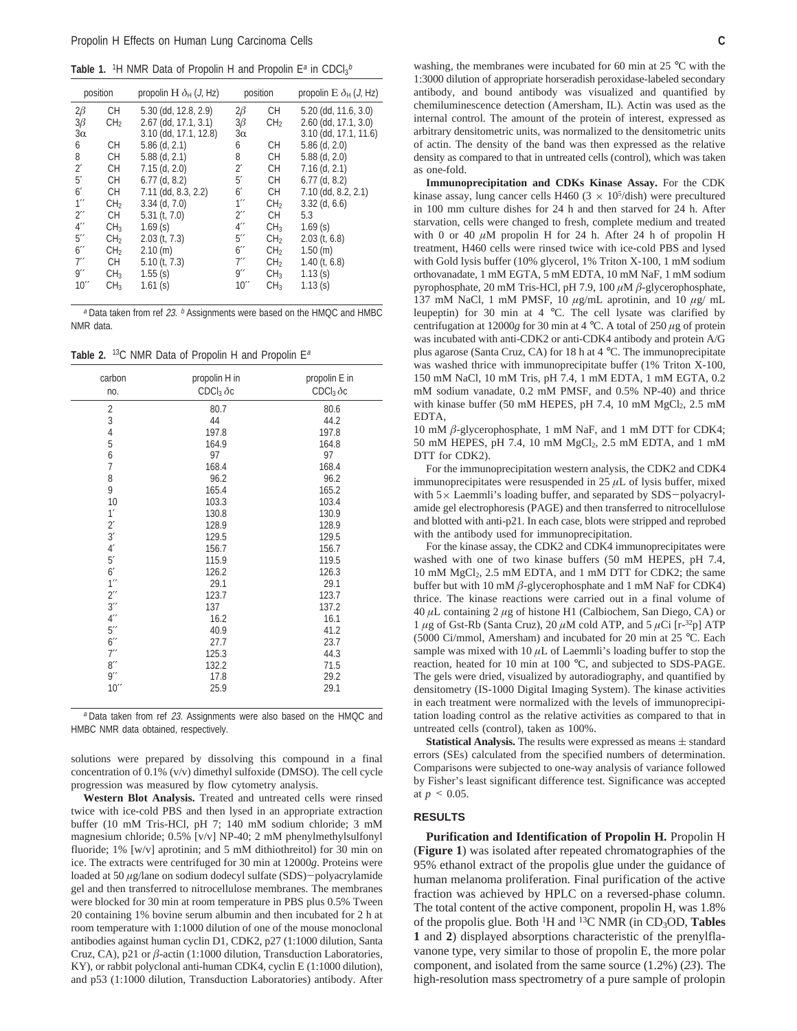**Table 1.** $^{1}H$ NMR Data of Propolin H and Propolin E[a] in $CDCl_3$[b]

| position | | propolin H $\delta_H$ ($J$, Hz) | position | | propolin E $\delta_H$ ($J$, Hz) |
|---|---|---|---|---|---|
| 2β | CH | 5.30 (dd, 12.8, 2.9) | 2β | CH | 5.20 (dd, 11.6, 3.0) |
| 3β | $CH_2$ | 2.67 (dd, 17.1, 3.1) | 3β | $CH_2$ | 2.60 (dd, 17.1, 3.0) |
| 3α | | 3.10 (dd, 17.1, 12.8) | 3α | | 3.10 (dd, 17.1, 11.6) |
| 6 | CH | 5.86 (d, 2.1) | 6 | CH | 5.86 (d, 2.0) |
| 8 | CH | 5.88 (d, 2.1) | 8 | CH | 5.88 (d, 2.0) |
| 2′ | CH | 7.15 (d, 2.0) | 2′ | CH | 7.16 (d, 2.1) |
| 5′ | CH | 6.77 (d, 8.2) | 5′ | CH | 6.77 (d, 8.2) |
| 6′ | CH | 7.11 (dd, 8.3, 2.2) | 6′ | CH | 7.10 (dd, 8.2, 2.1) |
| 1′′ | $CH_2$ | 3.34 (d, 7.0) | 1′′ | $CH_2$ | 3.32 (d, 6.6) |
| 2′′ | CH | 5.31 (t, 7.0) | 2′′ | CH | 5.3 |
| 4′′ | $CH_3$ | 1.69 (s) | 4′′ | $CH_3$ | 1.69 (s) |
| 5′′ | $CH_2$ | 2.03 (t, 7.3) | 5′′ | $CH_2$ | 2.03 (t, 6.8) |
| 6′′ | $CH_2$ | 2.10 (m) | 6′′ | $CH_2$ | 1.50 (m) |
| 7′′ | CH | 5.10 (t, 7.3) | 7′′ | $CH_2$ | 1.40 (t, 6.8) |
| 9′′ | $CH_3$ | 1.55 (s) | 9′′ | $CH_3$ | 1.13 (s) |
| 10′′ | $CH_3$ | 1.61 (s) | 10′′ | $CH_3$ | 1.13 (s) |

[a] Data taken from ref *23*. [b] Assignments were based on the HMQC and HMBC NMR data.

**Table 2.** $^{13}C$ NMR Data of Propolin H and Propolin E[a]

| carbon no. | propolin H in $CDCl_3$ $\delta c$ | propolin E in $CDCl_3$ $\delta c$ |
|---|---|---|
| 2 | 80.7 | 80.6 |
| 3 | 44 | 44.2 |
| 4 | 197.8 | 197.8 |
| 5 | 164.9 | 164.8 |
| 6 | 97 | 97 |
| 7 | 168.4 | 168.4 |
| 8 | 96.2 | 96.2 |
| 9 | 165.4 | 165.2 |
| 10 | 103.3 | 103.4 |
| 1′ | 130.8 | 130.9 |
| 2′ | 128.9 | 128.9 |
| 3′ | 129.5 | 129.5 |
| 4′ | 156.7 | 156.7 |
| 5′ | 115.9 | 119.5 |
| 6′ | 126.2 | 126.3 |
| 1′′ | 29.1 | 29.1 |
| 2′′ | 123.7 | 123.7 |
| 3′′ | 137 | 137.2 |
| 4′′ | 16.2 | 16.1 |
| 5′′ | 40.9 | 41.2 |
| 6′′ | 27.7 | 23.7 |
| 7′′ | 125.3 | 44.3 |
| 8′′ | 132.2 | 71.5 |
| 9′′ | 17.8 | 29.2 |
| 10′′ | 25.9 | 29.1 |

[a] Data taken from ref *23*. Assignments were also based on the HMQC and HMBC NMR data obtained, respectively.

solutions were prepared by dissolving this compound in a final concentration of 0.1% (v/v) dimethyl sulfoxide (DMSO). The cell cycle progression was measured by flow cytometry analysis.

**Western Blot Analysis.** Treated and untreated cells were rinsed twice with ice-cold PBS and then lysed in an appropriate extraction buffer (10 mM Tris-HCl, pH 7; 140 mM sodium chloride; 3 mM magnesium chloride; 0.5% [v/v] NP-40; 2 mM phenylmethylsulfonyl fluoride; 1% [w/v] aprotinin; and 5 mM dithiothreitol) for 30 min on ice. The extracts were centrifuged for 30 min at 12000*g*. Proteins were loaded at 50 μg/lane on sodium dodecyl sulfate (SDS)−polyacrylamide gel and then transferred to nitrocellulose membranes. The membranes were blocked for 30 min at room temperature in PBS plus 0.5% Tween 20 containing 1% bovine serum albumin and then incubated for 2 h at room temperature with 1:1000 dilution of one of the mouse monoclonal antibodies against human cyclin D1, CDK2, p27 (1:1000 dilution, Santa Cruz, CA), p21 or β-actin (1:1000 dilution, Transduction Laboratories, KY), or rabbit polyclonal anti-human CDK4, cyclin E (1:1000 dilution), and p53 (1:1000 dilution, Transduction Laboratories) antibody. After washing, the membranes were incubated for 60 min at 25 °C with the 1:3000 dilution of appropriate horseradish peroxidase-labeled secondary antibody, and bound antibody was visualized and quantified by chemiluminescence detection (Amersham, IL). Actin was used as the internal control. The amount of the protein of interest, expressed as arbitrary densitometric units, was normalized to the densitometric units of actin. The density of the band was then expressed as the relative density as compared to that in untreated cells (control), which was taken as one-fold.

**Immunoprecipitation and CDKs Kinase Assay.** For the CDK kinase assay, lung cancer cells H460 ($3 \times 10^5$/dish) were precultured in 100 mm culture dishes for 24 h and then starved for 24 h. After starvation, cells were changed to fresh, complete medium and treated with 0 or 40 μM propolin H for 24 h. After 24 h of propolin H treatment, H460 cells were rinsed twice with ice-cold PBS and lysed with Gold lysis buffer (10% glycerol, 1% Triton X-100, 1 mM sodium orthovanadate, 1 mM EGTA, 5 mM EDTA, 10 mM NaF, 1 mM sodium pyrophosphate, 20 mM Tris-HCl, pH 7.9, 100 μM β-glycerophosphate, 137 mM NaCl, 1 mM PMSF, 10 μg/mL aprotinin, and 10 μg/ mL leupeptin) for 30 min at 4 °C. The cell lysate was clarified by centrifugation at 12000*g* for 30 min at 4 °C. A total of 250 μg of protein was incubated with anti-CDK2 or anti-CDK4 antibody and protein A/G plus agarose (Santa Cruz, CA) for 18 h at 4 °C. The immunoprecipitate was washed thrice with immunoprecipitate buffer (1% Triton X-100, 150 mM NaCl, 10 mM Tris, pH 7.4, 1 mM EDTA, 1 mM EGTA, 0.2 mM sodium vanadate, 0.2 mM PMSF, and 0.5% NP-40) and thrice with kinase buffer (50 mM HEPES, pH 7.4, 10 mM $MgCl_2$, 2.5 mM EDTA,

10 mM β-glycerophosphate, 1 mM NaF, and 1 mM DTT for CDK4; 50 mM HEPES, pH 7.4, 10 mM $MgCl_2$, 2.5 mM EDTA, and 1 mM DTT for CDK2).

For the immunoprecipitation western analysis, the CDK2 and CDK4 immunoprecipitates were resuspended in 25 μL of lysis buffer, mixed with 5× Laemmli's loading buffer, and separated by SDS−polyacrylamide gel electrophoresis (PAGE) and then transferred to nitrocellulose and blotted with anti-p21. In each case, blots were stripped and reprobed with the antibody used for immunoprecipitation.

For the kinase assay, the CDK2 and CDK4 immunoprecipitates were washed with one of two kinase buffers (50 mM HEPES, pH 7.4, 10 mM $MgCl_2$, 2.5 mM EDTA, and 1 mM DTT for CDK2; the same buffer but with 10 mM β-glycerophosphate and 1 mM NaF for CDK4) thrice. The kinase reactions were carried out in a final volume of 40 μL containing 2 μg of histone H1 (Calbiochem, San Diego, CA) or 1 μg of Gst-Rb (Santa Cruz), 20 μM cold ATP, and 5 μCi [r-$^{32}$p] ATP (5000 Ci/mmol, Amersham) and incubated for 20 min at 25 °C. Each sample was mixed with 10 μL of Laemmli's loading buffer to stop the reaction, heated for 10 min at 100 °C, and subjected to SDS-PAGE. The gels were dried, visualized by autoradiography, and quantified by densitometry (IS-1000 Digital Imaging System). The kinase activities in each treatment were normalized with the levels of immunoprecipitation loading control as the relative activities as compared to that in untreated cells (control), taken as 100%.

**Statistical Analysis.** The results were expressed as means ± standard errors (SEs) calculated from the specified numbers of determination. Comparisons were subjected to one-way analysis of variance followed by Fisher's least significant difference test. Significance was accepted at $p < 0.05$.

## RESULTS

**Purification and Identification of Propolin H.** Propolin H (**Figure 1**) was isolated after repeated chromatographies of the 95% ethanol extract of the propolis glue under the guidance of human melanoma proliferation. Final purification of the active fraction was achieved by HPLC on a reversed-phase column. The total content of the active component, propolin H, was 1.8% of the propolis glue. Both $^{1}H$ and $^{13}C$ NMR (in $CD_3OD$, **Tables 1** and **2**) displayed absorptions characteristic of the prenylflavanone type, very similar to those of propolin E, the more polar component, and isolated from the same source (1.2%) (*23*). The high-resolution mass spectrometry of a pure sample of prolopin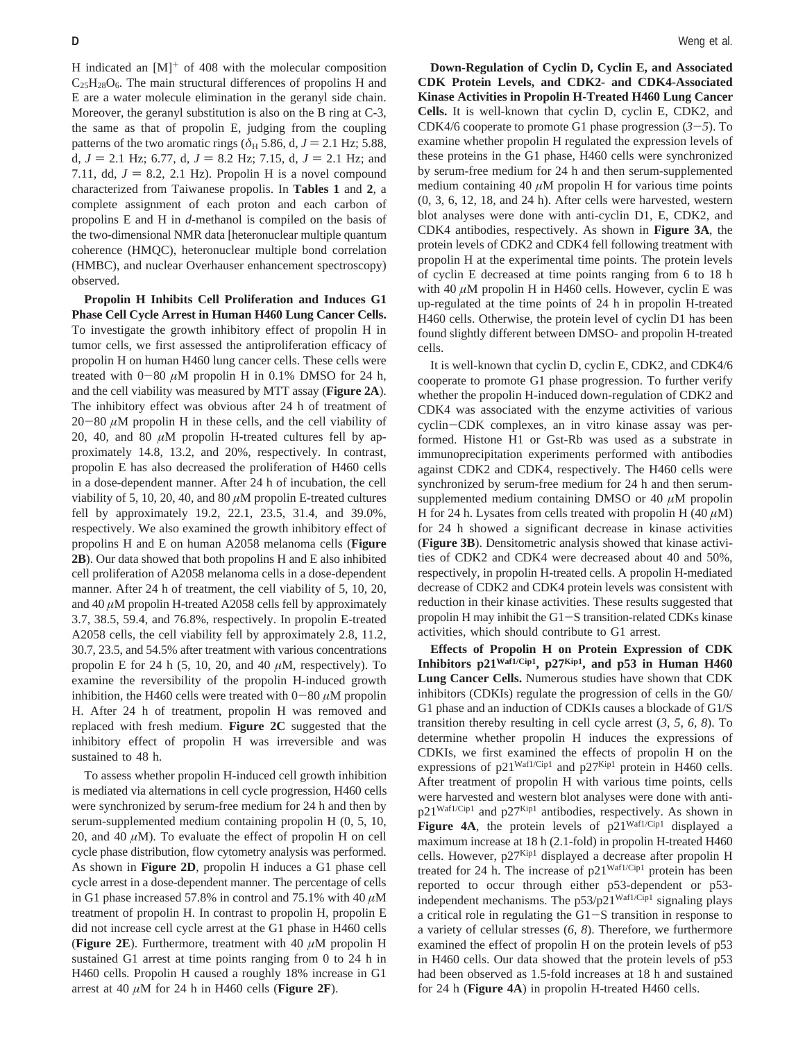H indicated an $[M]^+$ of 408 with the molecular composition $C_{25}H_{28}O_6$. The main structural differences of propolins H and E are a water molecule elimination in the geranyl side chain. Moreover, the geranyl substitution is also on the B ring at C-3, the same as that of propolin E, judging from the coupling patterns of the two aromatic rings ($\delta_H$ 5.86, d, $J = 2.1$ Hz; 5.88, d, $J = 2.1$ Hz; 6.77, d, $J = 8.2$ Hz; 7.15, d, $J = 2.1$ Hz; and 7.11, dd, $J = 8.2$, 2.1 Hz). Propolin H is a novel compound characterized from Taiwanese propolis. In **Tables 1** and **2**, a complete assignment of each proton and each carbon of propolins E and H in *d*-methanol is compiled on the basis of the two-dimensional NMR data [heteronuclear multiple quantum coherence (HMQC), heteronuclear multiple bond correlation (HMBC), and nuclear Overhauser enhancement spectroscopy) observed.

**Propolin H Inhibits Cell Proliferation and Induces G1 Phase Cell Cycle Arrest in Human H460 Lung Cancer Cells.** To investigate the growth inhibitory effect of propolin H in tumor cells, we first assessed the antiproliferation efficacy of propolin H on human H460 lung cancer cells. These cells were treated with 0−80 $\mu$M propolin H in 0.1% DMSO for 24 h, and the cell viability was measured by MTT assay (**Figure 2A**). The inhibitory effect was obvious after 24 h of treatment of 20−80 $\mu$M propolin H in these cells, and the cell viability of 20, 40, and 80 $\mu$M propolin H-treated cultures fell by approximately 14.8, 13.2, and 20%, respectively. In contrast, propolin E has also decreased the proliferation of H460 cells in a dose-dependent manner. After 24 h of incubation, the cell viability of 5, 10, 20, 40, and 80 $\mu$M propolin E-treated cultures fell by approximately 19.2, 22.1, 23.5, 31.4, and 39.0%, respectively. We also examined the growth inhibitory effect of propolins H and E on human A2058 melanoma cells (**Figure 2B**). Our data showed that both propolins H and E also inhibited cell proliferation of A2058 melanoma cells in a dose-dependent manner. After 24 h of treatment, the cell viability of 5, 10, 20, and 40 $\mu$M propolin H-treated A2058 cells fell by approximately 3.7, 38.5, 59.4, and 76.8%, respectively. In propolin E-treated A2058 cells, the cell viability fell by approximately 2.8, 11.2, 30.7, 23.5, and 54.5% after treatment with various concentrations propolin E for 24 h (5, 10, 20, and 40 $\mu$M, respectively). To examine the reversibility of the propolin H-induced growth inhibition, the H460 cells were treated with 0−80 $\mu$M propolin H. After 24 h of treatment, propolin H was removed and replaced with fresh medium. **Figure 2C** suggested that the inhibitory effect of propolin H was irreversible and was sustained to 48 h.

To assess whether propolin H-induced cell growth inhibition is mediated via alternations in cell cycle progression, H460 cells were synchronized by serum-free medium for 24 h and then by serum-supplemented medium containing propolin H (0, 5, 10, 20, and 40 $\mu$M). To evaluate the effect of propolin H on cell cycle phase distribution, flow cytometry analysis was performed. As shown in **Figure 2D**, propolin H induces a G1 phase cell cycle arrest in a dose-dependent manner. The percentage of cells in G1 phase increased 57.8% in control and 75.1% with 40 $\mu$M treatment of propolin H. In contrast to propolin H, propolin E did not increase cell cycle arrest at the G1 phase in H460 cells (**Figure 2E**). Furthermore, treatment with 40 $\mu$M propolin H sustained G1 arrest at time points ranging from 0 to 24 h in H460 cells. Propolin H caused a roughly 18% increase in G1 arrest at 40 $\mu$M for 24 h in H460 cells (**Figure 2F**).

**Down-Regulation of Cyclin D, Cyclin E, and Associated CDK Protein Levels, and CDK2- and CDK4-Associated Kinase Activities in Propolin H-Treated H460 Lung Cancer Cells.** It is well-known that cyclin D, cyclin E, CDK2, and CDK4/6 cooperate to promote G1 phase progression (*3*−*5*). To examine whether propolin H regulated the expression levels of these proteins in the G1 phase, H460 cells were synchronized by serum-free medium for 24 h and then serum-supplemented medium containing 40 $\mu$M propolin H for various time points (0, 3, 6, 12, 18, and 24 h). After cells were harvested, western blot analyses were done with anti-cyclin D1, E, CDK2, and CDK4 antibodies, respectively. As shown in **Figure 3A**, the protein levels of CDK2 and CDK4 fell following treatment with propolin H at the experimental time points. The protein levels of cyclin E decreased at time points ranging from 6 to 18 h with 40 $\mu$M propolin H in H460 cells. However, cyclin E was up-regulated at the time points of 24 h in propolin H-treated H460 cells. Otherwise, the protein level of cyclin D1 has been found slightly different between DMSO- and propolin H-treated cells.

It is well-known that cyclin D, cyclin E, CDK2, and CDK4/6 cooperate to promote G1 phase progression. To further verify whether the propolin H-induced down-regulation of CDK2 and CDK4 was associated with the enzyme activities of various cyclin−CDK complexes, an in vitro kinase assay was performed. Histone H1 or Gst-Rb was used as a substrate in immunoprecipitation experiments performed with antibodies against CDK2 and CDK4, respectively. The H460 cells were synchronized by serum-free medium for 24 h and then serum-supplemented medium containing DMSO or 40 $\mu$M propolin H for 24 h. Lysates from cells treated with propolin H (40 $\mu$M) for 24 h showed a significant decrease in kinase activities (**Figure 3B**). Densitometric analysis showed that kinase activities of CDK2 and CDK4 were decreased about 40 and 50%, respectively, in propolin H-treated cells. A propolin H-mediated decrease of CDK2 and CDK4 protein levels was consistent with reduction in their kinase activities. These results suggested that propolin H may inhibit the G1−S transition-related CDKs kinase activities, which should contribute to G1 arrest.

**Effects of Propolin H on Protein Expression of CDK Inhibitors $p21^{Waf1/Cip1}$, $p27^{Kip1}$, and p53 in Human H460 Lung Cancer Cells.** Numerous studies have shown that CDK inhibitors (CDKIs) regulate the progression of cells in the G0/G1 phase and an induction of CDKIs causes a blockade of G1/S transition thereby resulting in cell cycle arrest (*3*, *5*, *6*, *8*). To determine whether propolin H induces the expressions of CDKIs, we first examined the effects of propolin H on the expressions of $p21^{Waf1/Cip1}$ and $p27^{Kip1}$ protein in H460 cells. After treatment of propolin H with various time points, cells were harvested and western blot analyses were done with anti-$p21^{Waf1/Cip1}$ and $p27^{Kip1}$ antibodies, respectively. As shown in **Figure 4A**, the protein levels of $p21^{Waf1/Cip1}$ displayed a maximum increase at 18 h (2.1-fold) in propolin H-treated H460 cells. However, $p27^{Kip1}$ displayed a decrease after propolin H treated for 24 h. The increase of $p21^{Waf1/Cip1}$ protein has been reported to occur through either p53-dependent or p53-independent mechanisms. The p53/$p21^{Waf1/Cip1}$ signaling plays a critical role in regulating the G1−S transition in response to a variety of cellular stresses (*6*, *8*). Therefore, we furthermore examined the effect of propolin H on the protein levels of p53 in H460 cells. Our data showed that the protein levels of p53 had been observed as 1.5-fold increases at 18 h and sustained for 24 h (**Figure 4A**) in propolin H-treated H460 cells.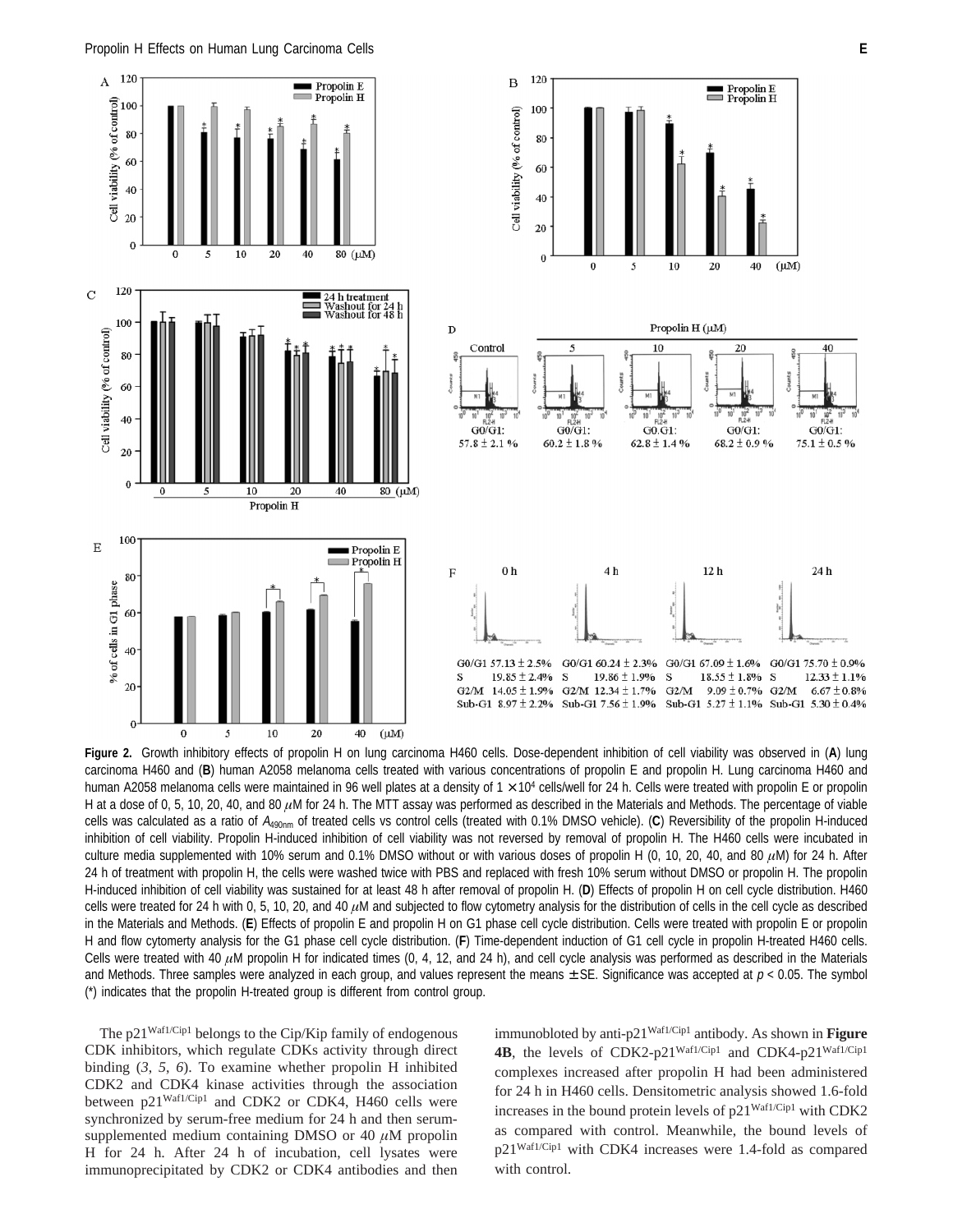**Figure 2.** Growth inhibitory effects of propolin H on lung carcinoma H460 cells. Dose-dependent inhibition of cell viability was observed in (**A**) lung carcinoma H460 and (**B**) human A2058 melanoma cells treated with various concentrations of propolin E and propolin H. Lung carcinoma H460 and human A2058 melanoma cells were maintained in 96 well plates at a density of $1 \times 10^4$ cells/well for 24 h. Cells were treated with propolin E or propolin H at a dose of 0, 5, 10, 20, 40, and 80 $\mu$M for 24 h. The MTT assay was performed as described in the Materials and Methods. The percentage of viable cells was calculated as a ratio of $A_{490nm}$ of treated cells vs control cells (treated with 0.1% DMSO vehicle). (**C**) Reversibility of the propolin H-induced inhibition of cell viability. Propolin H-induced inhibition of cell viability was not reversed by removal of propolin H. The H460 cells were incubated in culture media supplemented with 10% serum and 0.1% DMSO without or with various doses of propolin H (0, 10, 20, 40, and 80 $\mu$M) for 24 h. After 24 h of treatment with propolin H, the cells were washed twice with PBS and replaced with fresh 10% serum without DMSO or propolin H. The propolin H-induced inhibition of cell viability was sustained for at least 48 h after removal of propolin H. (**D**) Effects of propolin H on cell cycle distribution. H460 cells were treated for 24 h with 0, 5, 10, 20, and 40 $\mu$M and subjected to flow cytometry analysis for the distribution of cells in the cell cycle as described in the Materials and Methods. (**E**) Effects of propolin E and propolin H on G1 phase cell cycle distribution. Cells were treated with propolin E or propolin H and flow cytometry analysis for the G1 phase cell cycle distribution. (**F**) Time-dependent induction of G1 cell cycle in propolin H-treated H460 cells. Cells were treated with 40 $\mu$M propolin H for indicated times (0, 4, 12, and 24 h), and cell cycle analysis was performed as described in the Materials and Methods. Three samples were analyzed in each group, and values represent the means ± SE. Significance was accepted at $p < 0.05$. The symbol (*) indicates that the propolin H-treated group is different from control group.

The p21[Waf1/Cip1] belongs to the Cip/Kip family of endogenous CDK inhibitors, which regulate CDKs activity through direct binding (*3*, *5*, *6*). To examine whether propolin H inhibited CDK2 and CDK4 kinase activities through the association between p21[Waf1/Cip1] and CDK2 or CDK4, H460 cells were synchronized by serum-free medium for 24 h and then serum-supplemented medium containing DMSO or 40 $\mu$M propolin H for 24 h. After 24 h of incubation, cell lysates were immunoprecipitated by CDK2 or CDK4 antibodies and then immunobloted by anti-p21[Waf1/Cip1] antibody. As shown in **Figure 4B**, the levels of CDK2-p21[Waf1/Cip1] and CDK4-p21[Waf1/Cip1] complexes increased after propolin H had been administered for 24 h in H460 cells. Densitometric analysis showed 1.6-fold increases in the bound protein levels of p21[Waf1/Cip1] with CDK2 as compared with control. Meanwhile, the bound levels of p21[Waf1/Cip1] with CDK4 increases were 1.4-fold as compared with control.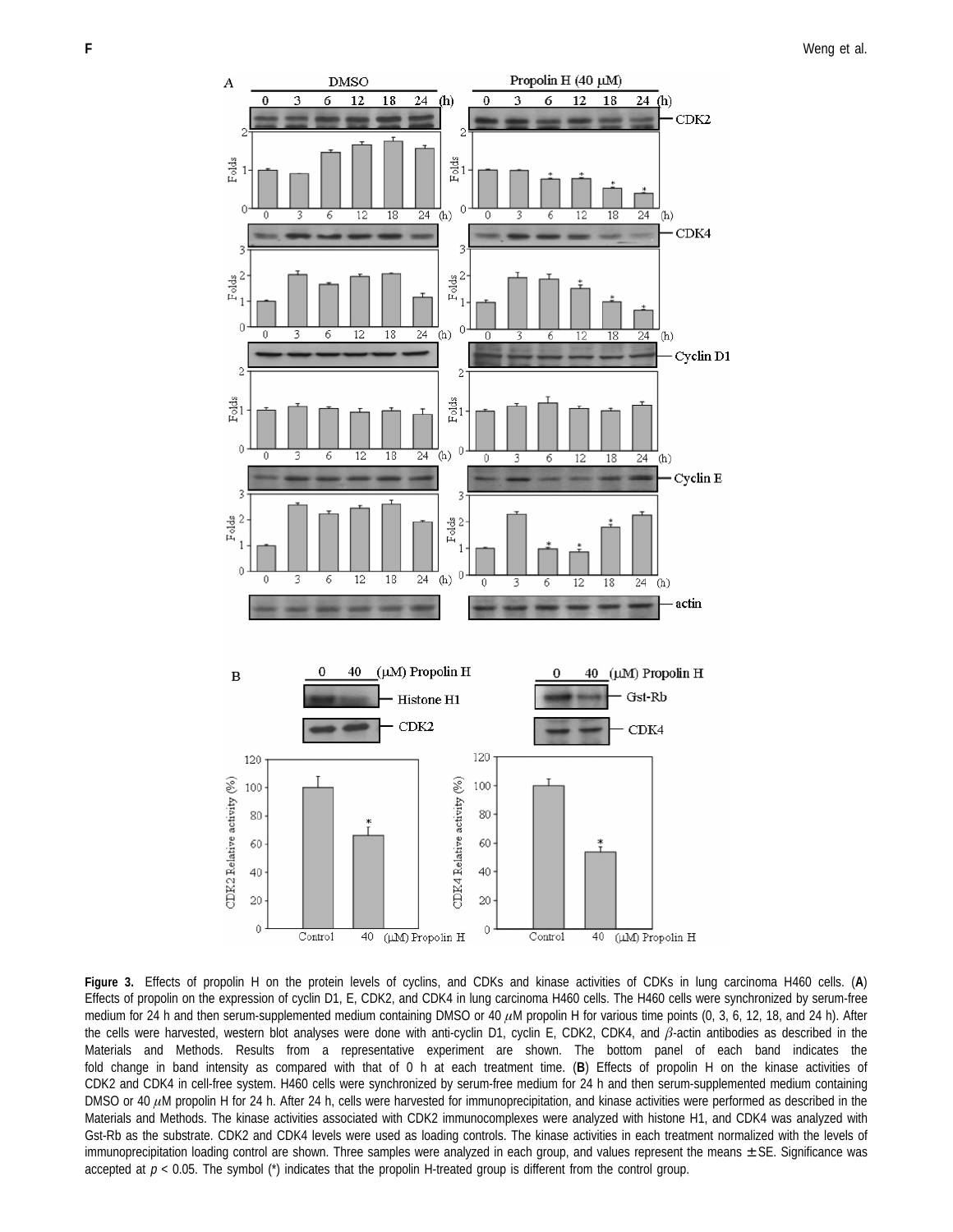**Figure 3.** Effects of propolin H on the protein levels of cyclins, and CDKs and kinase activities of CDKs in lung carcinoma H460 cells. (**A**) Effects of propolin on the expression of cyclin D1, E, CDK2, and CDK4 in lung carcinoma H460 cells. The H460 cells were synchronized by serum-free medium for 24 h and then serum-supplemented medium containing DMSO or 40 $\mu$M propolin H for various time points (0, 3, 6, 12, 18, and 24 h). After the cells were harvested, western blot analyses were done with anti-cyclin D1, cyclin E, CDK2, CDK4, and $\beta$-actin antibodies as described in the Materials and Methods. Results from a representative experiment are shown. The bottom panel of each band indicates the fold change in band intensity as compared with that of 0 h at each treatment time. (**B**) Effects of propolin H on the kinase activities of CDK2 and CDK4 in cell-free system. H460 cells were synchronized by serum-free medium for 24 h and then serum-supplemented medium containing DMSO or 40 $\mu$M propolin H for 24 h. After 24 h, cells were harvested for immunoprecipitation, and kinase activities were performed as described in the Materials and Methods. The kinase activities associated with CDK2 immunocomplexes were analyzed with histone H1, and CDK4 was analyzed with Gst-Rb as the substrate. CDK2 and CDK4 levels were used as loading controls. The kinase activities in each treatment normalized with the levels of immunoprecipitation loading control are shown. Three samples were analyzed in each group, and values represent the means ± SE. Significance was accepted at $p < 0.05$. The symbol (*) indicates that the propolin H-treated group is different from the control group.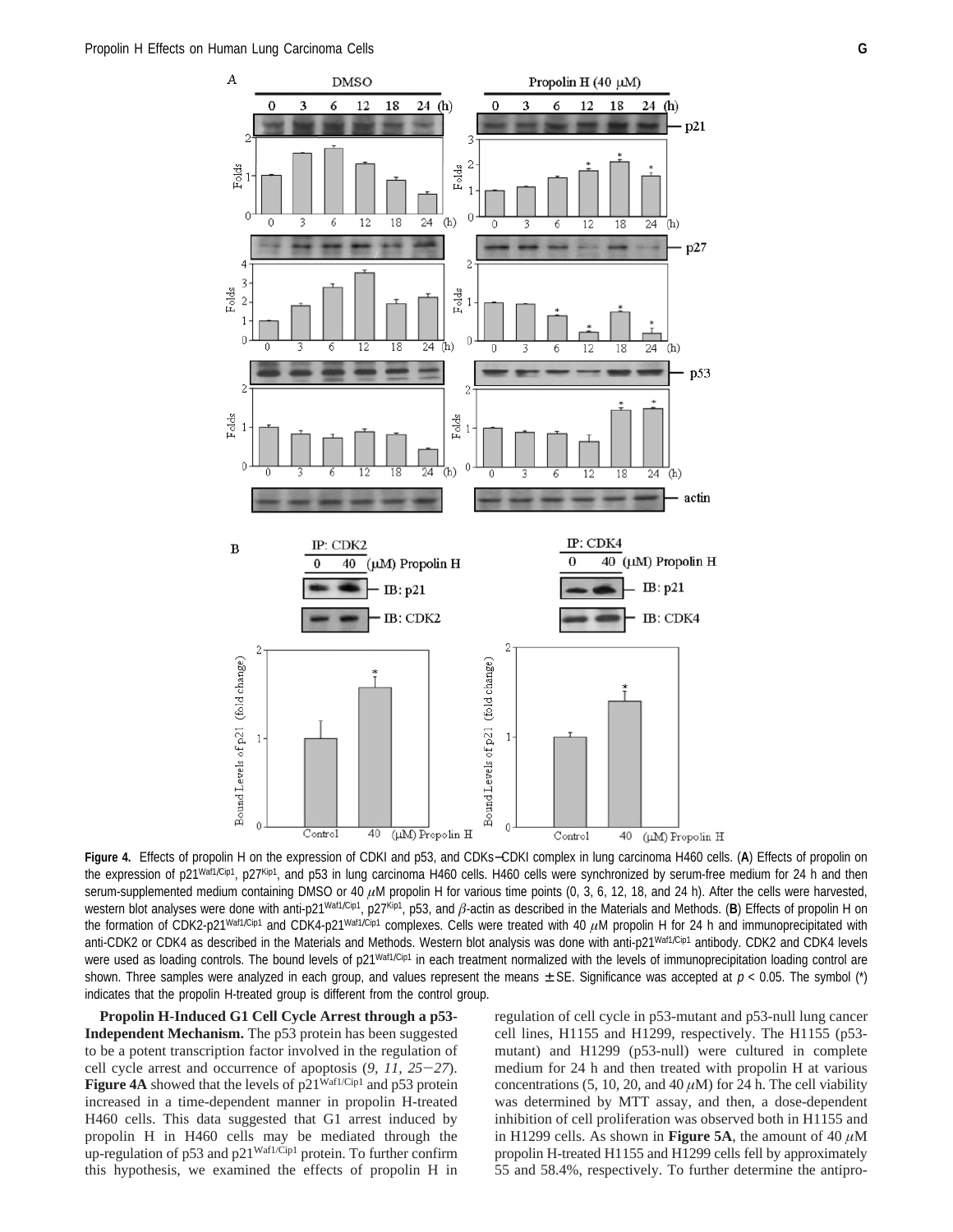**Figure 4.** Effects of propolin H on the expression of CDKI and p53, and CDKs−CDKI complex in lung carcinoma H460 cells. (**A**) Effects of propolin on the expression of p21Waf1/Cip1, p27Kip1, and p53 in lung carcinoma H460 cells. H460 cells were synchronized by serum-free medium for 24 h and then serum-supplemented medium containing DMSO or 40 $\mu$M propolin H for various time points (0, 3, 6, 12, 18, and 24 h). After the cells were harvested, western blot analyses were done with anti-p21Waf1/Cip1, p27Kip1, p53, and $\beta$-actin as described in the Materials and Methods. (**B**) Effects of propolin H on the formation of CDK2-p21Waf1/Cip1 and CDK4-p21Waf1/Cip1 complexes. Cells were treated with 40 $\mu$M propolin H for 24 h and immunoprecipitated with anti-CDK2 or CDK4 as described in the Materials and Methods. Western blot analysis was done with anti-p21Waf1/Cip1 antibody. CDK2 and CDK4 levels were used as loading controls. The bound levels of p21Waf1/Cip1 in each treatment normalized with the levels of immunoprecipitation loading control are shown. Three samples were analyzed in each group, and values represent the means ± SE. Significance was accepted at $p < 0.05$. The symbol (*) indicates that the propolin H-treated group is different from the control group.

**Propolin H-Induced G1 Cell Cycle Arrest through a p53-Independent Mechanism.** The p53 protein has been suggested to be a potent transcription factor involved in the regulation of cell cycle arrest and occurrence of apoptosis (*9*, *11*, *25*−*27*). **Figure 4A** showed that the levels of p21Waf1/Cip1 and p53 protein increased in a time-dependent manner in propolin H-treated H460 cells. This data suggested that G1 arrest induced by propolin H in H460 cells may be mediated through the up-regulation of p53 and p21Waf1/Cip1 protein. To further confirm this hypothesis, we examined the effects of propolin H in regulation of cell cycle in p53-mutant and p53-null lung cancer cell lines, H1155 and H1299, respectively. The H1155 (p53-mutant) and H1299 (p53-null) were cultured in complete medium for 24 h and then treated with propolin H at various concentrations (5, 10, 20, and 40 $\mu$M) for 24 h. The cell viability was determined by MTT assay, and then, a dose-dependent inhibition of cell proliferation was observed both in H1155 and in H1299 cells. As shown in **Figure 5A**, the amount of 40 $\mu$M propolin H-treated H1155 and H1299 cells fell by approximately 55 and 58.4%, respectively. To further determine the antipro-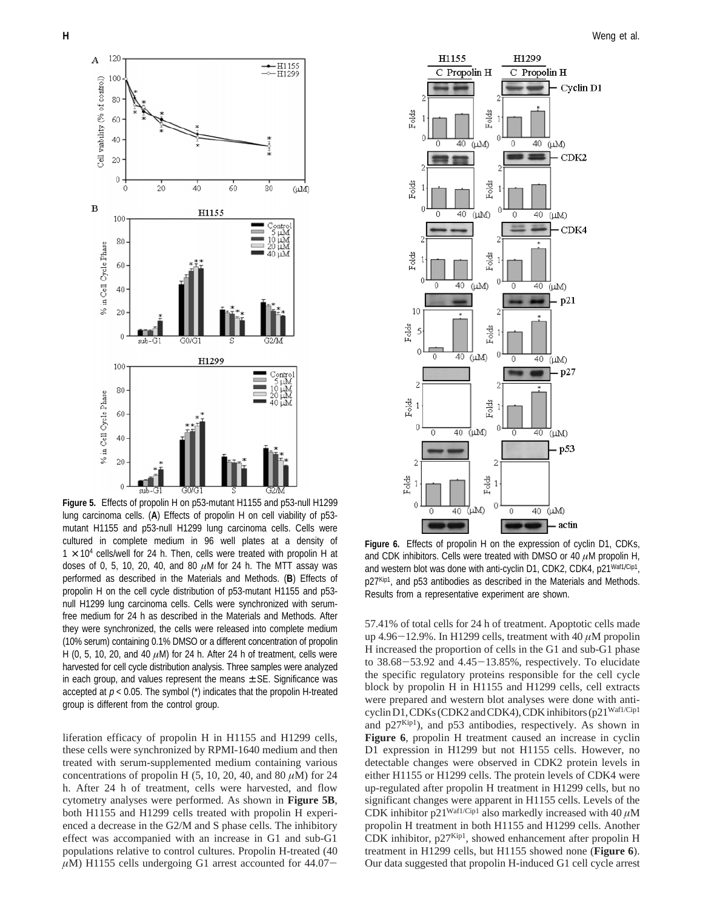**Figure 5.** Effects of propolin H on p53-mutant H1155 and p53-null H1299 lung carcinoma cells. (**A**) Effects of propolin H on cell viability of p53-mutant H1155 and p53-null H1299 lung carcinoma cells. Cells were cultured in complete medium in 96 well plates at a density of $1 \times 10^4$ cells/well for 24 h. Then, cells were treated with propolin H at doses of 0, 5, 10, 20, 40, and 80 $\mu$M for 24 h. The MTT assay was performed as described in the Materials and Methods. (**B**) Effects of propolin H on the cell cycle distribution of p53-mutant H1155 and p53-null H1299 lung carcinoma cells. Cells were synchronized with serum-free medium for 24 h as described in the Materials and Methods. After they were synchronized, the cells were released into complete medium (10% serum) containing 0.1% DMSO or a different concentration of propolin H (0, 5, 10, 20, and 40 $\mu$M) for 24 h. After 24 h of treatment, cells were harvested for cell cycle distribution analysis. Three samples were analyzed in each group, and values represent the means ± SE. Significance was accepted at $p < 0.05$. The symbol (*) indicates that the propolin H-treated group is different from the control group.

**Figure 6.** Effects of propolin H on the expression of cyclin D1, CDKs, and CDK inhibitors. Cells were treated with DMSO or 40 $\mu$M propolin H, and western blot was done with anti-cyclin D1, CDK2, CDK4, $p21^{Waf1/Cip1}$, $p27^{Kip1}$, and p53 antibodies as described in the Materials and Methods. Results from a representative experiment are shown.

liferation efficacy of propolin H in H1155 and H1299 cells, these cells were synchronized by RPMI-1640 medium and then treated with serum-supplemented medium containing various concentrations of propolin H (5, 10, 20, 40, and 80 $\mu$M) for 24 h. After 24 h of treatment, cells were harvested, and flow cytometry analyses were performed. As shown in **Figure 5B**, both H1155 and H1299 cells treated with propolin H experienced a decrease in the G2/M and S phase cells. The inhibitory effect was accompanied with an increase in G1 and sub-G1 populations relative to control cultures. Propolin H-treated (40 $\mu$M) H1155 cells undergoing G1 arrest accounted for 44.07−57.41% of total cells for 24 h of treatment. Apoptotic cells made up 4.96−12.9%. In H1299 cells, treatment with 40 $\mu$M propolin H increased the proportion of cells in the G1 and sub-G1 phase to 38.68−53.92 and 4.45−13.85%, respectively. To elucidate the specific regulatory proteins responsible for the cell cycle block by propolin H in H1155 and H1299 cells, cell extracts were prepared and western blot analyses were done with anti-cyclin D1, CDKs (CDK2 and CDK4), CDK inhibitors ($p21^{Waf1/Cip1}$ and $p27^{Kip1}$), and p53 antibodies, respectively. As shown in **Figure 6**, propolin H treatment caused an increase in cyclin D1 expression in H1299 but not H1155 cells. However, no detectable changes were observed in CDK2 protein levels in either H1155 or H1299 cells. The protein levels of CDK4 were up-regulated after propolin H treatment in H1299 cells, but no significant changes were apparent in H1155 cells. Levels of the CDK inhibitor $p21^{Waf1/Cip1}$ also markedly increased with 40 $\mu$M propolin H treatment in both H1155 and H1299 cells. Another CDK inhibitor, $p27^{Kip1}$, showed enhancement after propolin H treatment in H1299 cells, but H1155 showed none (**Figure 6**). Our data suggested that propolin H-induced G1 cell cycle arrest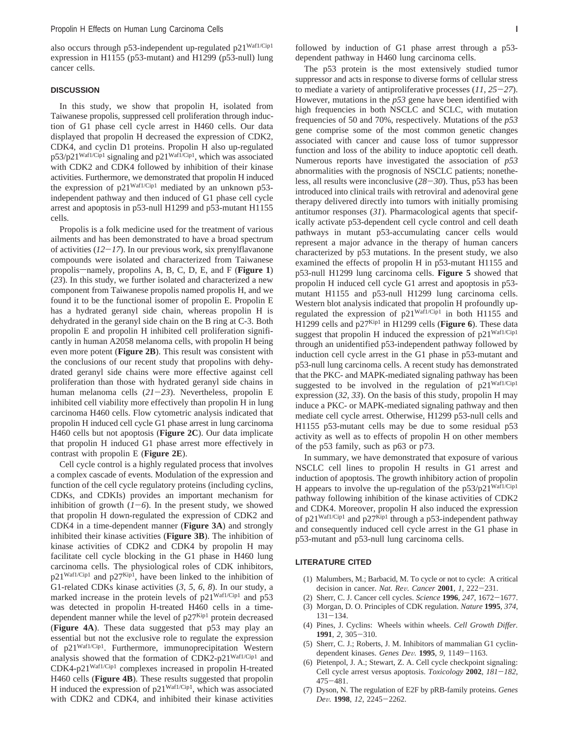also occurs through p53-independent up-regulated p21$^{Waf1/Cip1}$ expression in H1155 (p53-mutant) and H1299 (p53-null) lung cancer cells.

## DISCUSSION

In this study, we show that propolin H, isolated from Taiwanese propolis, suppressed cell proliferation through induction of G1 phase cell cycle arrest in H460 cells. Our data displayed that propolin H decreased the expression of CDK2, CDK4, and cyclin D1 proteins. Propolin H also up-regulated p53/p21$^{Waf1/Cip1}$ signaling and p21$^{Waf1/Cip1}$, which was associated with CDK2 and CDK4 followed by inhibition of their kinase activities. Furthermore, we demonstrated that propolin H induced the expression of p21$^{Waf1/Cip1}$ mediated by an unknown p53-independent pathway and then induced of G1 phase cell cycle arrest and apoptosis in p53-null H1299 and p53-mutant H1155 cells.

Propolis is a folk medicine used for the treatment of various ailments and has been demonstrated to have a broad spectrum of activities (*12*−*17*). In our previous work, six prenylflavanone compounds were isolated and characterized from Taiwanese propolis—namely, propolins A, B, C, D, E, and F (**Figure 1**) (*23*). In this study, we further isolated and characterized a new component from Taiwanese propolis named propolis H, and we found it to be the functional isomer of propolin E. Propolin E has a hydrated geranyl side chain, whereas propolin H is dehydrated in the geranyl side chain on the B ring at C-3. Both propolin E and propolin H inhibited cell proliferation significantly in human A2058 melanoma cells, with propolin H being even more potent (**Figure 2B**). This result was consistent with the conclusions of our recent study that propolins with dehydrated geranyl side chains were more effective against cell proliferation than those with hydrated geranyl side chains in human melanoma cells (*21*−*23*). Nevertheless, propolin E inhibited cell viability more effectively than propolin H in lung carcinoma H460 cells. Flow cytometric analysis indicated that propolin H induced cell cycle G1 phase arrest in lung carcinoma H460 cells but not apoptosis (**Figure 2C**). Our data implicate that propolin H induced G1 phase arrest more effectively in contrast with propolin E (**Figure 2E**).

Cell cycle control is a highly regulated process that involves a complex cascade of events. Modulation of the expression and function of the cell cycle regulatory proteins (including cyclins, CDKs, and CDKIs) provides an important mechanism for inhibition of growth (*1*−*6*). In the present study, we showed that propolin H down-regulated the expression of CDK2 and CDK4 in a time-dependent manner (**Figure 3A**) and strongly inhibited their kinase activities (**Figure 3B**). The inhibition of kinase activities of CDK2 and CDK4 by propolin H may facilitate cell cycle blocking in the G1 phase in H460 lung carcinoma cells. The physiological roles of CDK inhibitors, p21$^{Waf1/Cip1}$ and p27$^{Kip1}$, have been linked to the inhibition of G1-related CDKs kinase activities (*3*, *5*, *6*, *8*). In our study, a marked increase in the protein levels of p21$^{Waf1/Cip1}$ and p53 was detected in propolin H-treated H460 cells in a time-dependent manner while the level of p27$^{Kip1}$ protein decreased (**Figure 4A**). These data suggested that p53 may play an essential but not the exclusive role to regulate the expression of p21$^{Waf1/Cip1}$. Furthermore, immunoprecipitation Western analysis showed that the formation of CDK2-p21$^{Waf1/Cip1}$ and CDK4-p21$^{Waf1/Cip1}$ complexes increased in propolin H-treated H460 cells (**Figure 4B**). These results suggested that propolin H induced the expression of p21$^{Waf1/Cip1}$, which was associated with CDK2 and CDK4, and inhibited their kinase activities followed by induction of G1 phase arrest through a p53-dependent pathway in H460 lung carcinoma cells.

The p53 protein is the most extensively studied tumor suppressor and acts in response to diverse forms of cellular stress to mediate a variety of antiproliferative processes (*11*, *25*−*27*). However, mutations in the *p53* gene have been identified with high frequencies in both NSCLC and SCLC, with mutation frequencies of 50 and 70%, respectively. Mutations of the *p53* gene comprise some of the most common genetic changes associated with cancer and cause loss of tumor suppressor function and loss of the ability to induce apoptotic cell death. Numerous reports have investigated the association of *p53* abnormalities with the prognosis of NSCLC patients; nonetheless, all results were inconclusive (*28*−*30*). Thus, p53 has been introduced into clinical trails with retroviral and adenoviral gene therapy delivered directly into tumors with initially promising antitumor responses (*31*). Pharmacological agents that specifically activate p53-dependent cell cycle control and cell death pathways in mutant p53-accumulating cancer cells would represent a major advance in the therapy of human cancers characterized by p53 mutations. In the present study, we also examined the effects of propolin H in p53-mutant H1155 and p53-null H1299 lung carcinoma cells. **Figure 5** showed that propolin H induced cell cycle G1 arrest and apoptosis in p53-mutant H1155 and p53-null H1299 lung carcinoma cells. Western blot analysis indicated that propolin H profoundly up-regulated the expression of p21$^{Waf1/Cip1}$ in both H1155 and H1299 cells and p27$^{Kip1}$ in H1299 cells (**Figure 6**). These data suggest that propolin H induced the expression of p21$^{Waf1/Cip1}$ through an unidentified p53-independent pathway followed by induction cell cycle arrest in the G1 phase in p53-mutant and p53-null lung carcinoma cells. A recent study has demonstrated that the PKC- and MAPK-mediated signaling pathway has been suggested to be involved in the regulation of p21$^{Waf1/Cip1}$ expression (*32*, *33*). On the basis of this study, propolin H may induce a PKC- or MAPK-mediated signaling pathway and then mediate cell cycle arrest. Otherwise, H1299 p53-null cells and H1155 p53-mutant cells may be due to some residual p53 activity as well as to effects of propolin H on other members of the p53 family, such as p63 or p73.

In summary, we have demonstrated that exposure of various NSCLC cell lines to propolin H results in G1 arrest and induction of apoptosis. The growth inhibitory action of propolin H appears to involve the up-regulation of the p53/p21$^{Waf1/Cip1}$ pathway following inhibition of the kinase activities of CDK2 and CDK4. Moreover, propolin H also induced the expression of p21$^{Waf1/Cip1}$ and p27$^{Kip1}$ through a p53-independent pathway and consequently induced cell cycle arrest in the G1 phase in p53-mutant and p53-null lung carcinoma cells.

## LITERATURE CITED

(1) Malumbers, M.; Barbacid, M. To cycle or not to cycle: A critical decision in cancer. *Nat. Rev. Cancer* **2001**, *1*, 222−231.

(2) Sherr, C. J. Cancer cell cycles. *Science* **1996**, *247*, 1672−1677.

(3) Morgan, D. O. Principles of CDK regulation. *Nature* **1995**, *374*, 131−134.

(4) Pines, J. Cyclins: Wheels within wheels. *Cell Growth Differ.* **1991**, *2*, 305−310.

(5) Sherr, C. J.; Roberts, J. M. Inhibitors of mammalian G1 cyclin-dependent kinases. *Genes Dev.* **1995**, *9*, 1149−1163.

(6) Pietenpol, J. A.; Stewart, Z. A. Cell cycle checkpoint signaling: Cell cycle arrest versus apoptosis. *Toxicology* **2002**, *181*−*182*, 475−481.

(7) Dyson, N. The regulation of E2F by pRB-family proteins. *Genes Dev.* **1998**, *12*, 2245−2262.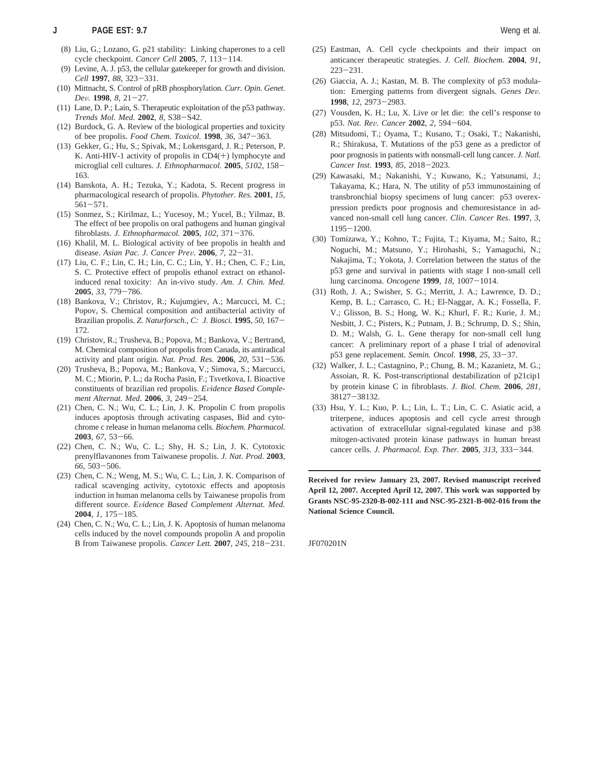(8) Liu, G.; Lozano, G. p21 stability: Linking chaperones to a cell cycle checkpoint. *Cancer Cell* **2005**, *7*, 113−114.

(9) Levine, A. J. p53, the cellular gatekeeper for growth and division. *Cell* **1997**, *88*, 323−331.

(10) Mittnacht, S. Control of pRB phosphorylation. *Curr. Opin. Genet. Dev.* **1998**, *8*, 21−27.

(11) Lane, D. P.; Lain, S. Therapeutic exploitation of the p53 pathway. *Trends Mol. Med.* **2002**, *8*, S38−S42.

(12) Burdock, G. A. Review of the biological properties and toxicity of bee propolis. *Food Chem. Toxicol.* **1998**, *36*, 347−363.

(13) Gekker, G.; Hu, S.; Spivak, M.; Lokensgard, J. R.; Peterson, P. K. Anti-HIV-1 activity of propolis in CD4(+) lymphocyte and microglial cell cultures. *J. Ethnopharmacol.* **2005**, *5102*, 158−163.

(14) Banskota, A. H.; Tezuka, Y.; Kadota, S. Recent progress in pharmacological research of propolis. *Phytother. Res.* **2001**, *15*, 561−571.

(15) Sonmez, S.; Kirilmaz, L.; Yucesoy, M.; Yucel, B.; Yilmaz, B. The effect of bee propolis on oral pathogens and human gingival fibroblasts. *J. Ethnopharmacol.* **2005**, *102*, 371−376.

(16) Khalil, M. L. Biological activity of bee propolis in health and disease. *Asian Pac. J. Cancer Prev.* **2006**, *7*, 22−31.

(17) Liu, C. F.; Lin, C. H.; Lin, C. C.; Lin, Y. H.; Chen, C. F.; Lin, S. C. Protective effect of propolis ethanol extract on ethanol-induced renal toxicity: An in-vivo study. *Am. J. Chin. Med.* **2005**, *33*, 779−786.

(18) Bankova, V.; Christov, R.; Kujumgiev, A.; Marcucci, M. C.; Popov, S. Chemical composition and antibacterial activity of Brazilian propolis. *Z. Naturforsch., C: J. Biosci.* **1995**, *50*, 167−172.

(19) Christov, R.; Trusheva, B.; Popova, M.; Bankova, V.; Bertrand, M. Chemical composition of propolis from Canada, its antiradical activity and plant origin. *Nat. Prod. Res.* **2006**, *20*, 531−536.

(20) Trusheva, B.; Popova, M.; Bankova, V.; Simova, S.; Marcucci, M. C.; Miorin, P. L.; da Rocha Pasin, F.; Tsvetkova, I. Bioactive constituents of brazilian red propolis. *Evidence Based Complement Alternat. Med*. **2006**, *3*, 249−254.

(21) Chen, C. N.; Wu, C. L.; Lin, J. K. Propolin C from propolis induces apoptosis through activating caspases, Bid and cytochrome c release in human melanoma cells. *Biochem. Pharmacol.* **2003**, *67*, 53−66.

(22) Chen, C. N.; Wu, C. L.; Shy, H. S.; Lin, J. K. Cytotoxic prenylflavanones from Taiwanese propolis. *J. Nat. Prod.* **2003**, *66*, 503−506.

(23) Chen, C. N.; Weng, M. S.; Wu, C. L.; Lin, J. K. Comparison of radical scavenging activity, cytotoxic effects and apoptosis induction in human melanoma cells by Taiwanese propolis from different source. *Evidence Based Complement Alternat. Med.* **2004**, *1*, 175−185.

(24) Chen, C. N.; Wu, C. L.; Lin, J. K. Apoptosis of human melanoma cells induced by the novel compounds propolin A and propolin B from Taiwanese propolis. *Cancer Lett.* **2007**, *245*, 218−231.

(25) Eastman, A. Cell cycle checkpoints and their impact on anticancer therapeutic strategies. *J. Cell. Biochem.* **2004**, *91*, 223−231.

(26) Giaccia, A. J.; Kastan, M. B. The complexity of p53 modulation: Emerging patterns from divergent signals. *Genes Dev.* **1998**, *12*, 2973−2983.

(27) Vousden, K. H.; Lu, X. Live or let die: the cell's response to p53. *Nat. Rev. Cancer* **2002**, *2*, 594−604.

(28) Mitsudomi, T.; Oyama, T.; Kusano, T.; Osaki, T.; Nakanishi, R.; Shirakusa, T. Mutations of the p53 gene as a predictor of poor prognosis in patients with nonsmall-cell lung cancer. *J. Natl. Cancer Inst.* **1993**, *85*, 2018−2023.

(29) Kawasaki, M.; Nakanishi, Y.; Kuwano, K.; Yatsunami, J.; Takayama, K.; Hara, N. The utility of p53 immunostaining of transbronchial biopsy specimens of lung cancer: p53 overexpression predicts poor prognosis and chemoresistance in advanced non-small cell lung cancer. *Clin. Cancer Res.* **1997**, *3*, 1195−1200.

(30) Tomizawa, Y.; Kohno, T.; Fujita, T.; Kiyama, M.; Saito, R.; Noguchi, M.; Matsuno, Y.; Hirohashi, S.; Yamaguchi, N.; Nakajima, T.; Yokota, J. Correlation between the status of the p53 gene and survival in patients with stage I non-small cell lung carcinoma. *Oncogene* **1999**, *18*, 1007−1014.

(31) Roth, J. A.; Swisher, S. G.; Merritt, J. A.; Lawrence, D. D.; Kemp, B. L.; Carrasco, C. H.; El-Naggar, A. K.; Fossella, F. V.; Glisson, B. S.; Hong, W. K.; Khurl, F. R.; Kurie, J. M.; Nesbitt, J. C.; Pisters, K.; Putnam, J. B.; Schrump, D. S.; Shin, D. M.; Walsh, G. L. Gene therapy for non-small cell lung cancer: A preliminary report of a phase I trial of adenoviral p53 gene replacement. *Semin. Oncol.* **1998**, *25*, 33−37.

(32) Walker, J. L.; Castagnino, P.; Chung, B. M.; Kazanietz, M. G.; Assoian, R. K. Post-transcriptional destabilization of p21cip1 by protein kinase C in fibroblasts. *J. Biol. Chem.* **2006**, *281*, 38127−38132.

(33) Hsu, Y. L.; Kuo, P. L.; Lin, L. T.; Lin, C. C. Asiatic acid, a triterpene, induces apoptosis and cell cycle arrest through activation of extracellular signal-regulated kinase and p38 mitogen-activated protein kinase pathways in human breast cancer cells. *J. Pharmacol. Exp. Ther.* **2005**, *313*, 333−344.

---

**Received for review January 23, 2007. Revised manuscript received April 12, 2007. Accepted April 12, 2007. This work was supported by Grants NSC-95-2320-B-002-111 and NSC-95-2321-B-002-016 from the National Science Council.**

JF070201N